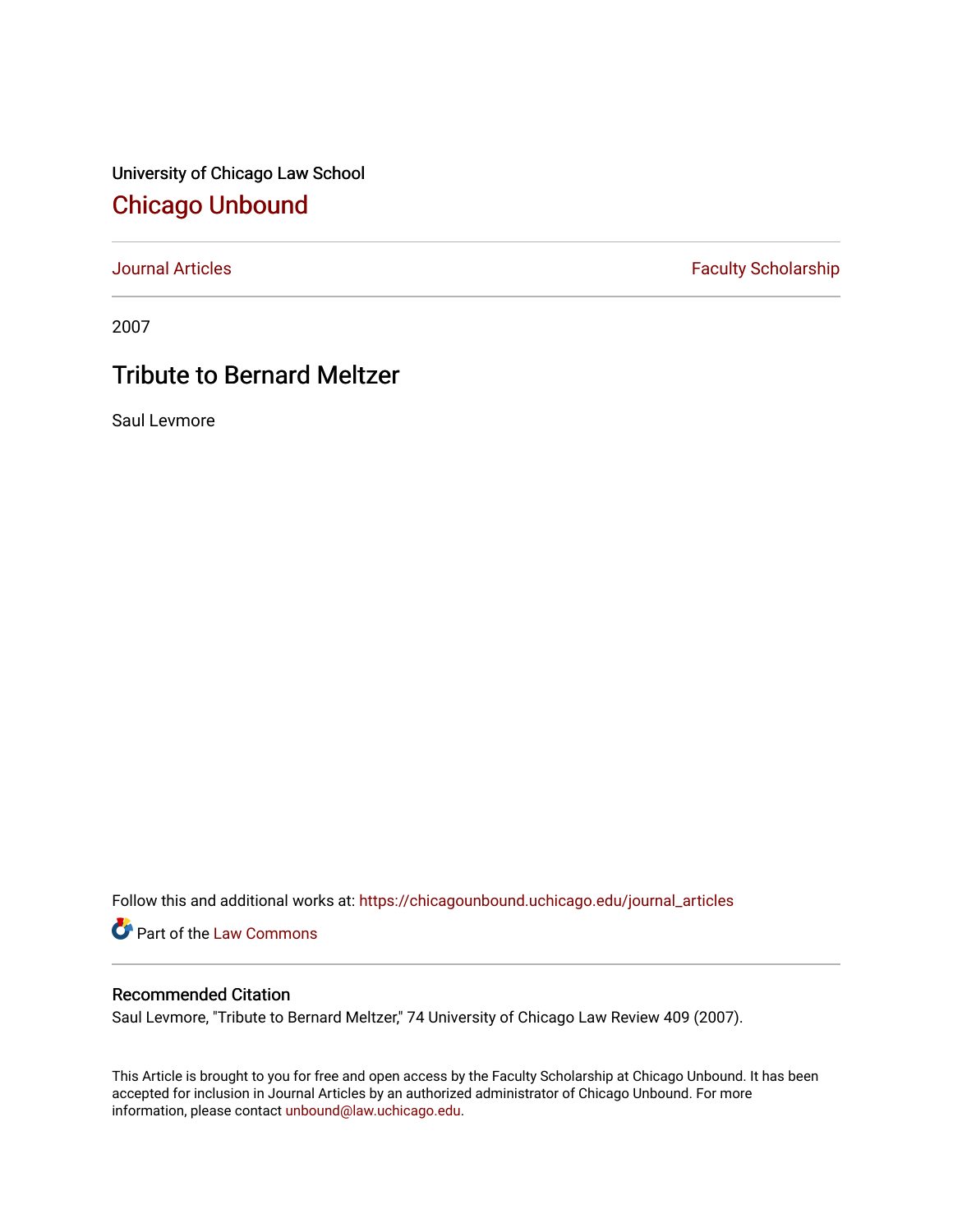University of Chicago Law School

# Chicago Unbound

Journal Articles | Faculty Scholarship

2007

## Tribute to Bernard Meltzer

Saul Levmore

Follow this and additional works at: https://chicagounbound.uchicago.edu/journal_articles

Part of the Law Commons

### Recommended Citation

Saul Levmore, "Tribute to Bernard Meltzer," 74 University of Chicago Law Review 409 (2007).

This Article is brought to you for free and open access by the Faculty Scholarship at Chicago Unbound. It has been accepted for inclusion in Journal Articles by an authorized administrator of Chicago Unbound. For more information, please contact unbound@law.uchicago.edu.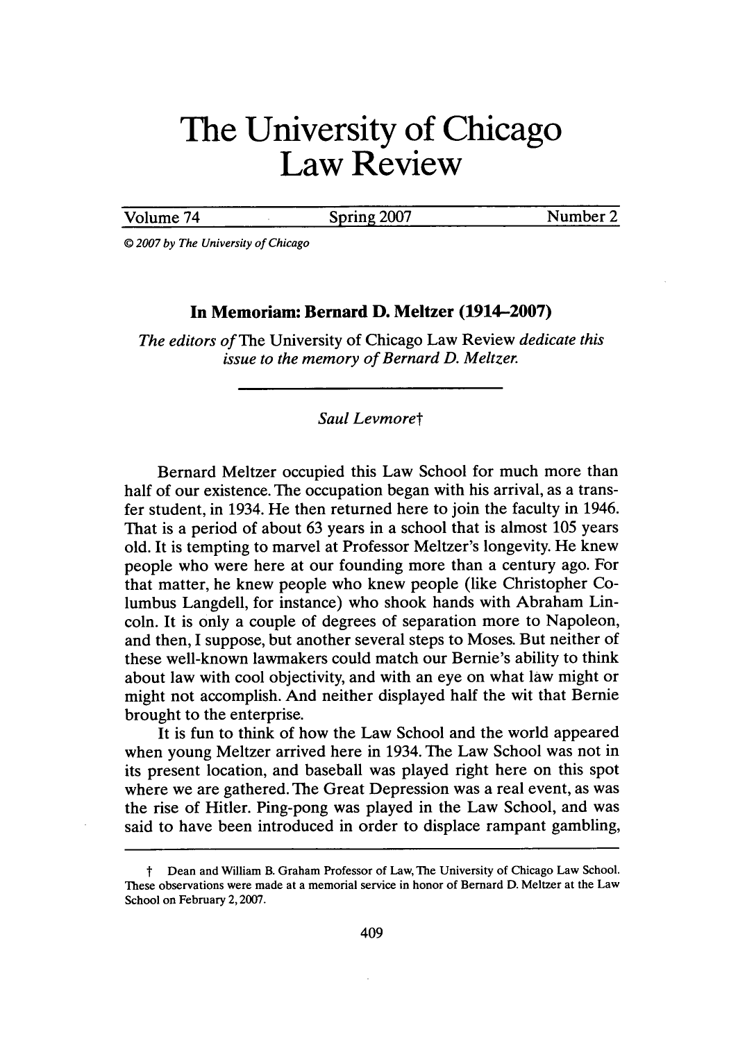# The University of Chicago Law Review

Volume 74 | Spring 2007 | Number 2

© 2007 by The University of Chicago

## In Memoriam: Bernard D. Meltzer (1914–2007)

*The editors of* The University of Chicago Law Review *dedicate this issue to the memory of Bernard D. Meltzer.*

---

*Saul Levmore*†

Bernard Meltzer occupied this Law School for much more than half of our existence. The occupation began with his arrival, as a transfer student, in 1934. He then returned here to join the faculty in 1946. That is a period of about 63 years in a school that is almost 105 years old. It is tempting to marvel at Professor Meltzer's longevity. He knew people who were here at our founding more than a century ago. For that matter, he knew people who knew people (like Christopher Columbus Langdell, for instance) who shook hands with Abraham Lincoln. It is only a couple of degrees of separation more to Napoleon, and then, I suppose, but another several steps to Moses. But neither of these well-known lawmakers could match our Bernie's ability to think about law with cool objectivity, and with an eye on what law might or might not accomplish. And neither displayed half the wit that Bernie brought to the enterprise.

It is fun to think of how the Law School and the world appeared when young Meltzer arrived here in 1934. The Law School was not in its present location, and baseball was played right here on this spot where we are gathered. The Great Depression was a real event, as was the rise of Hitler. Ping-pong was played in the Law School, and was said to have been introduced in order to displace rampant gambling,

---

† Dean and William B. Graham Professor of Law, The University of Chicago Law School. These observations were made at a memorial service in honor of Bernard D. Meltzer at the Law School on February 2, 2007.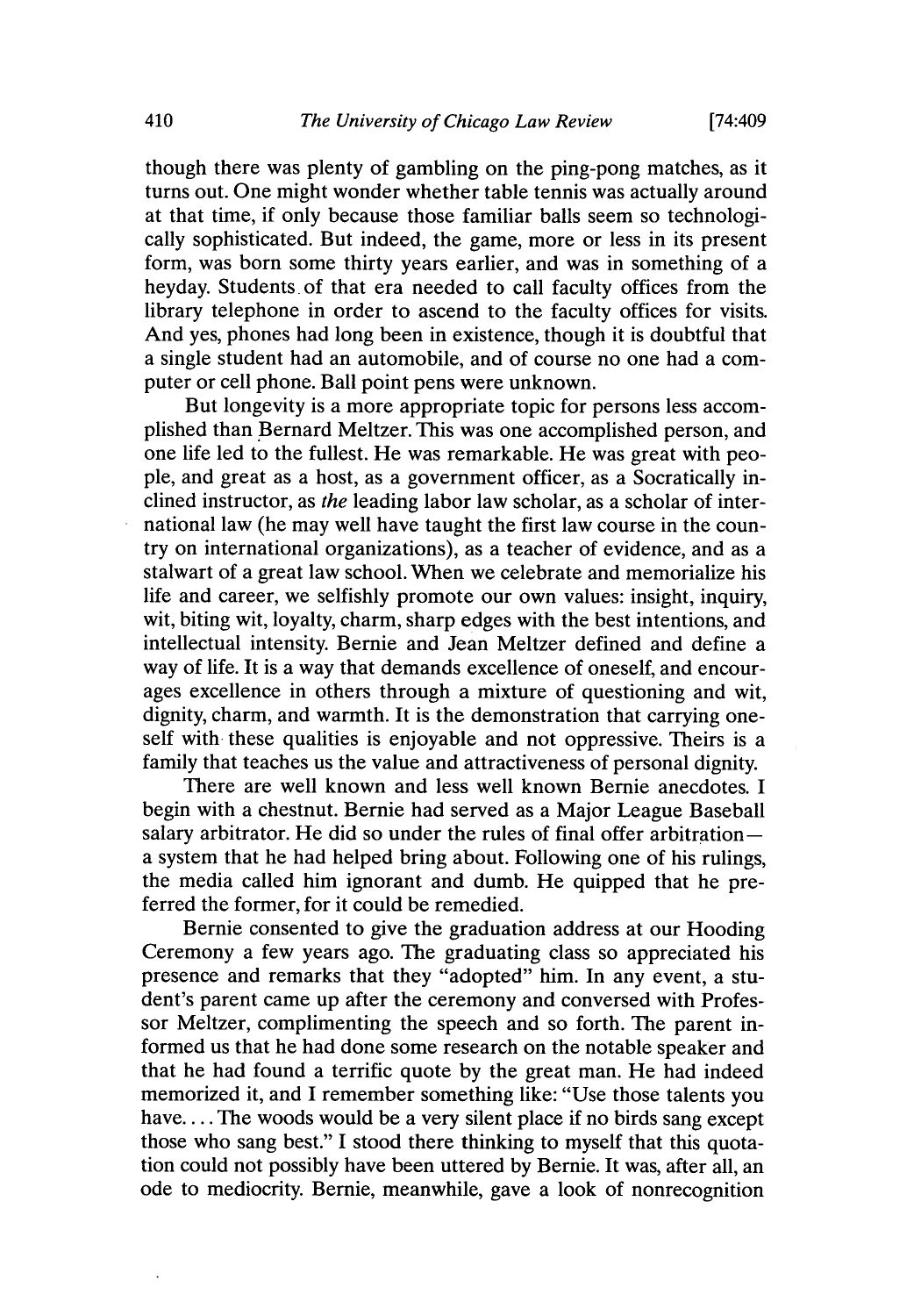though there was plenty of gambling on the ping-pong matches, as it turns out. One might wonder whether table tennis was actually around at that time, if only because those familiar balls seem so technologically sophisticated. But indeed, the game, more or less in its present form, was born some thirty years earlier, and was in something of a heyday. Students of that era needed to call faculty offices from the library telephone in order to ascend to the faculty offices for visits. And yes, phones had long been in existence, though it is doubtful that a single student had an automobile, and of course no one had a computer or cell phone. Ball point pens were unknown.

But longevity is a more appropriate topic for persons less accomplished than Bernard Meltzer. This was one accomplished person, and one life led to the fullest. He was remarkable. He was great with people, and great as a host, as a government officer, as a Socratically inclined instructor, as *the* leading labor law scholar, as a scholar of international law (he may well have taught the first law course in the country on international organizations), as a teacher of evidence, and as a stalwart of a great law school. When we celebrate and memorialize his life and career, we selfishly promote our own values: insight, inquiry, wit, biting wit, loyalty, charm, sharp edges with the best intentions, and intellectual intensity. Bernie and Jean Meltzer defined and define a way of life. It is a way that demands excellence of oneself, and encourages excellence in others through a mixture of questioning and wit, dignity, charm, and warmth. It is the demonstration that carrying oneself with these qualities is enjoyable and not oppressive. Theirs is a family that teaches us the value and attractiveness of personal dignity.

There are well known and less well known Bernie anecdotes. I begin with a chestnut. Bernie had served as a Major League Baseball salary arbitrator. He did so under the rules of final offer arbitration—a system that he had helped bring about. Following one of his rulings, the media called him ignorant and dumb. He quipped that he preferred the former, for it could be remedied.

Bernie consented to give the graduation address at our Hooding Ceremony a few years ago. The graduating class so appreciated his presence and remarks that they "adopted" him. In any event, a student's parent came up after the ceremony and conversed with Professor Meltzer, complimenting the speech and so forth. The parent informed us that he had done some research on the notable speaker and that he had found a terrific quote by the great man. He had indeed memorized it, and I remember something like: "Use those talents you have.... The woods would be a very silent place if no birds sang except those who sang best." I stood there thinking to myself that this quotation could not possibly have been uttered by Bernie. It was, after all, an ode to mediocrity. Bernie, meanwhile, gave a look of nonrecognition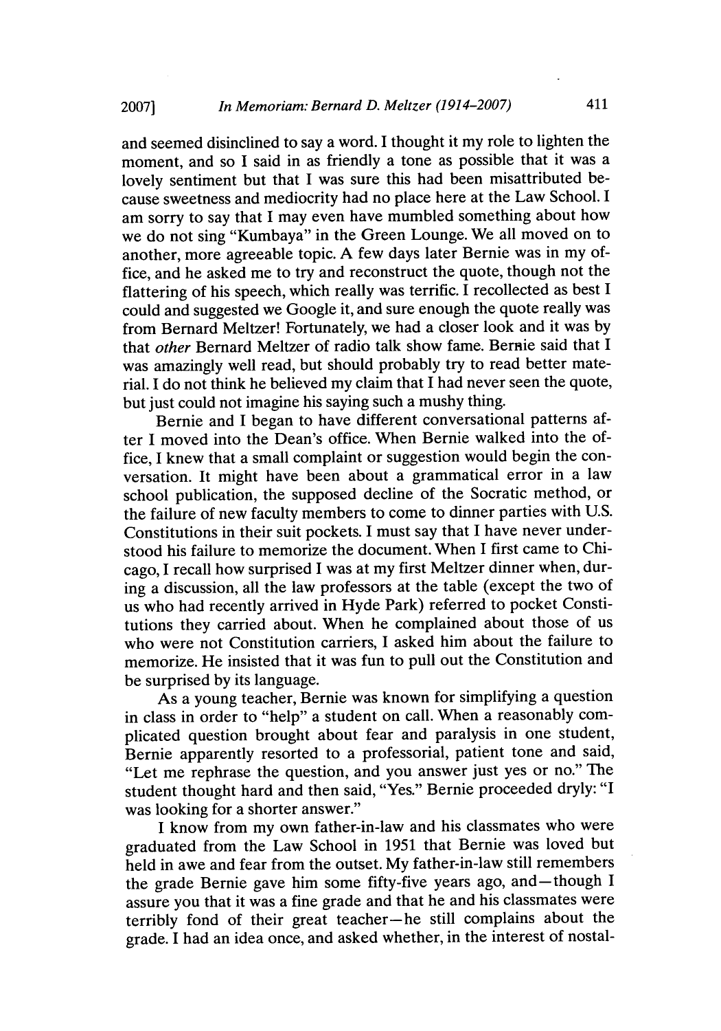and seemed disinclined to say a word. I thought it my role to lighten the moment, and so I said in as friendly a tone as possible that it was a lovely sentiment but that I was sure this had been misattributed because sweetness and mediocrity had no place here at the Law School. I am sorry to say that I may even have mumbled something about how we do not sing "Kumbaya" in the Green Lounge. We all moved on to another, more agreeable topic. A few days later Bernie was in my office, and he asked me to try and reconstruct the quote, though not the flattering of his speech, which really was terrific. I recollected as best I could and suggested we Google it, and sure enough the quote really was from Bernard Meltzer! Fortunately, we had a closer look and it was by that *other* Bernard Meltzer of radio talk show fame. Bernie said that I was amazingly well read, but should probably try to read better material. I do not think he believed my claim that I had never seen the quote, but just could not imagine his saying such a mushy thing.

Bernie and I began to have different conversational patterns after I moved into the Dean's office. When Bernie walked into the office, I knew that a small complaint or suggestion would begin the conversation. It might have been about a grammatical error in a law school publication, the supposed decline of the Socratic method, or the failure of new faculty members to come to dinner parties with U.S. Constitutions in their suit pockets. I must say that I have never understood his failure to memorize the document. When I first came to Chicago, I recall how surprised I was at my first Meltzer dinner when, during a discussion, all the law professors at the table (except the two of us who had recently arrived in Hyde Park) referred to pocket Constitutions they carried about. When he complained about those of us who were not Constitution carriers, I asked him about the failure to memorize. He insisted that it was fun to pull out the Constitution and be surprised by its language.

As a young teacher, Bernie was known for simplifying a question in class in order to "help" a student on call. When a reasonably complicated question brought about fear and paralysis in one student, Bernie apparently resorted to a professorial, patient tone and said, "Let me rephrase the question, and you answer just yes or no." The student thought hard and then said, "Yes." Bernie proceeded dryly: "I was looking for a shorter answer."

I know from my own father-in-law and his classmates who were graduated from the Law School in 1951 that Bernie was loved but held in awe and fear from the outset. My father-in-law still remembers the grade Bernie gave him some fifty-five years ago, and—though I assure you that it was a fine grade and that he and his classmates were terribly fond of their great teacher—he still complains about the grade. I had an idea once, and asked whether, in the interest of nostal-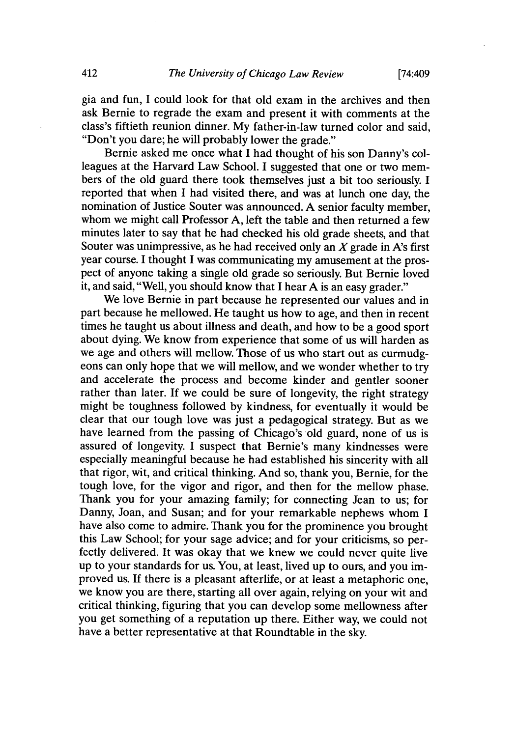gia and fun, I could look for that old exam in the archives and then ask Bernie to regrade the exam and present it with comments at the class's fiftieth reunion dinner. My father-in-law turned color and said, "Don't you dare; he will probably lower the grade."

Bernie asked me once what I had thought of his son Danny's colleagues at the Harvard Law School. I suggested that one or two members of the old guard there took themselves just a bit too seriously. I reported that when I had visited there, and was at lunch one day, the nomination of Justice Souter was announced. A senior faculty member, whom we might call Professor A, left the table and then returned a few minutes later to say that he had checked his old grade sheets, and that Souter was unimpressive, as he had received only an *X* grade in A's first year course. I thought I was communicating my amusement at the prospect of anyone taking a single old grade so seriously. But Bernie loved it, and said, "Well, you should know that I hear A is an easy grader."

We love Bernie in part because he represented our values and in part because he mellowed. He taught us how to age, and then in recent times he taught us about illness and death, and how to be a good sport about dying. We know from experience that some of us will harden as we age and others will mellow. Those of us who start out as curmudgeons can only hope that we will mellow, and we wonder whether to try and accelerate the process and become kinder and gentler sooner rather than later. If we could be sure of longevity, the right strategy might be toughness followed by kindness, for eventually it would be clear that our tough love was just a pedagogical strategy. But as we have learned from the passing of Chicago's old guard, none of us is assured of longevity. I suspect that Bernie's many kindnesses were especially meaningful because he had established his sincerity with all that rigor, wit, and critical thinking. And so, thank you, Bernie, for the tough love, for the vigor and rigor, and then for the mellow phase. Thank you for your amazing family; for connecting Jean to us; for Danny, Joan, and Susan; and for your remarkable nephews whom I have also come to admire. Thank you for the prominence you brought this Law School; for your sage advice; and for your criticisms, so perfectly delivered. It was okay that we knew we could never quite live up to your standards for us. You, at least, lived up to ours, and you improved us. If there is a pleasant afterlife, or at least a metaphoric one, we know you are there, starting all over again, relying on your wit and critical thinking, figuring that you can develop some mellowness after you get something of a reputation up there. Either way, we could not have a better representative at that Roundtable in the sky.